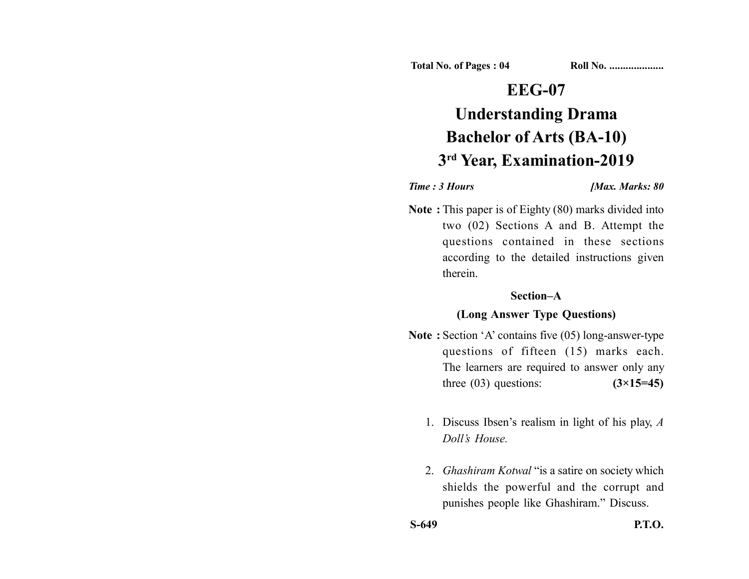Total No. of Pages : 04 Roll No. ...................

# EEG-07

# Understanding Drama

## Bachelor of Arts (BA-10)

## 3rd Year, Examination-2019

*Time : 3 Hours* *[Max. Marks: 80*

**Note :** This paper is of Eighty (80) marks divided into two (02) Sections A and B. Attempt the questions contained in these sections according to the detailed instructions given therein.

### Section–A

### (Long Answer Type Questions)

**Note :** Section 'A' contains five (05) long-answer-type questions of fifteen (15) marks each. The learners are required to answer only any three (03) questions: **(3×15=45)**

1. Discuss Ibsen's realism in light of his play, *A Doll's House.*

2. *Ghashiram Kotwal* "is a satire on society which shields the powerful and the corrupt and punishes people like Ghashiram." Discuss.

**S-649** **P.T.O.**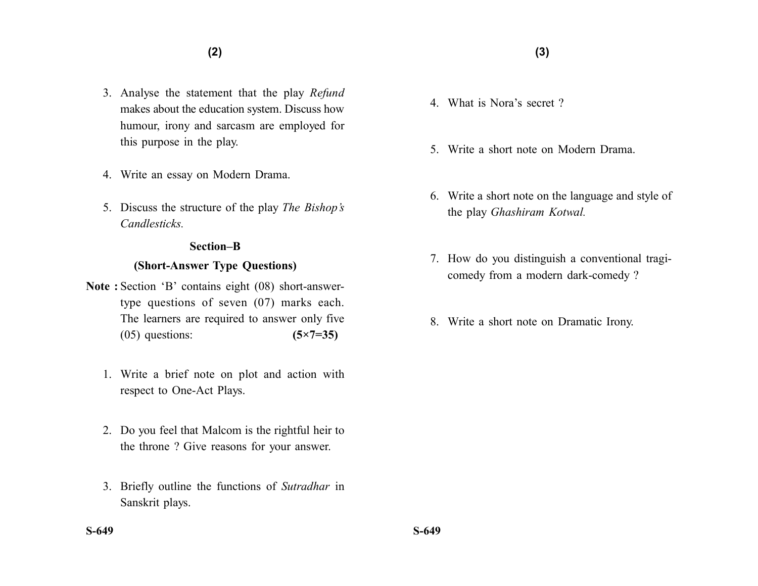3. Analyse the statement that the play *Refund* makes about the education system. Discuss how humour, irony and sarcasm are employed for this purpose in the play.

4. Write an essay on Modern Drama.

5. Discuss the structure of the play *The Bishop's Candlesticks.*

**Section–B**

**(Short-Answer Type Questions)**

**Note :** Section 'B' contains eight (08) short-answer-type questions of seven (07) marks each. The learners are required to answer only five (05) questions: **(5×7=35)**

1. Write a brief note on plot and action with respect to One-Act Plays.

2. Do you feel that Malcom is the rightful heir to the throne ? Give reasons for your answer.

3. Briefly outline the functions of *Sutradhar* in Sanskrit plays.

4. What is Nora's secret ?

5. Write a short note on Modern Drama.

6. Write a short note on the language and style of the play *Ghashiram Kotwal.*

7. How do you distinguish a conventional tragi-comedy from a modern dark-comedy ?

8. Write a short note on Dramatic Irony.